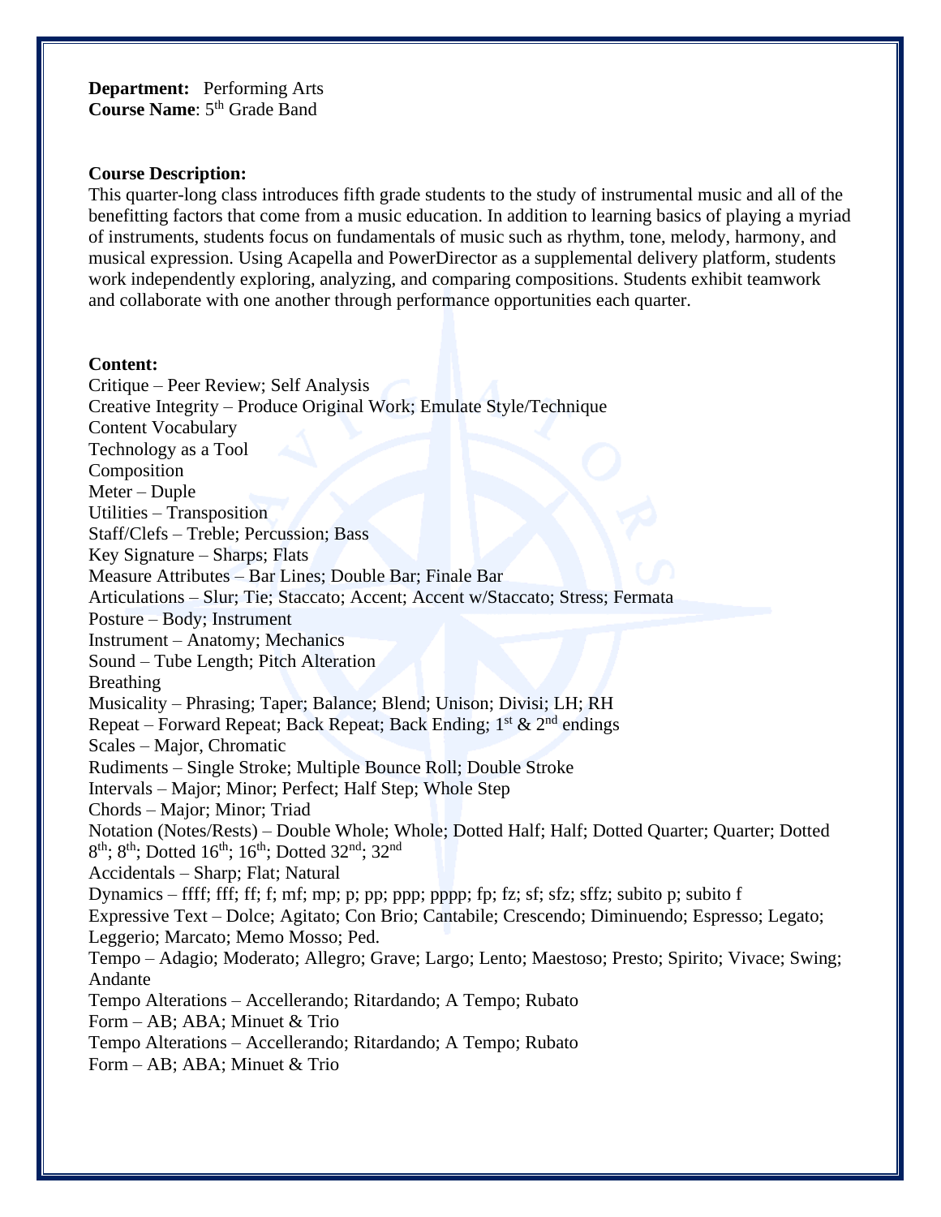**Department:** Performing Arts
**Course Name**: 5th Grade Band

**Course Description:**
This quarter-long class introduces fifth grade students to the study of instrumental music and all of the benefitting factors that come from a music education. In addition to learning basics of playing a myriad of instruments, students focus on fundamentals of music such as rhythm, tone, melody, harmony, and musical expression. Using Acapella and PowerDirector as a supplemental delivery platform, students work independently exploring, analyzing, and comparing compositions. Students exhibit teamwork and collaborate with one another through performance opportunities each quarter.

**Content:**
Critique – Peer Review; Self Analysis
Creative Integrity – Produce Original Work; Emulate Style/Technique
Content Vocabulary
Technology as a Tool
Composition
Meter – Duple
Utilities – Transposition
Staff/Clefs – Treble; Percussion; Bass
Key Signature – Sharps; Flats
Measure Attributes – Bar Lines; Double Bar; Finale Bar
Articulations – Slur; Tie; Staccato; Accent; Accent w/Staccato; Stress; Fermata
Posture – Body; Instrument
Instrument – Anatomy; Mechanics
Sound – Tube Length; Pitch Alteration
Breathing
Musicality – Phrasing; Taper; Balance; Blend; Unison; Divisi; LH; RH
Repeat – Forward Repeat; Back Repeat; Back Ending; 1st & 2nd endings
Scales – Major, Chromatic
Rudiments – Single Stroke; Multiple Bounce Roll; Double Stroke
Intervals – Major; Minor; Perfect; Half Step; Whole Step
Chords – Major; Minor; Triad
Notation (Notes/Rests) – Double Whole; Whole; Dotted Half; Half; Dotted Quarter; Quarter; Dotted 8th; 8th; Dotted 16th; 16th; Dotted 32nd; 32nd
Accidentals – Sharp; Flat; Natural
Dynamics – ffff; fff; ff; f; mf; mp; p; pp; ppp; pppp; fp; fz; sf; sfz; sffz; subito p; subito f
Expressive Text – Dolce; Agitato; Con Brio; Cantabile; Crescendo; Diminuendo; Espresso; Legato; Leggerio; Marcato; Memo Mosso; Ped.
Tempo – Adagio; Moderato; Allegro; Grave; Largo; Lento; Maestoso; Presto; Spirito; Vivace; Swing; Andante
Tempo Alterations – Accellerando; Ritardando; A Tempo; Rubato
Form – AB; ABA; Minuet & Trio
Tempo Alterations – Accellerando; Ritardando; A Tempo; Rubato
Form – AB; ABA; Minuet & Trio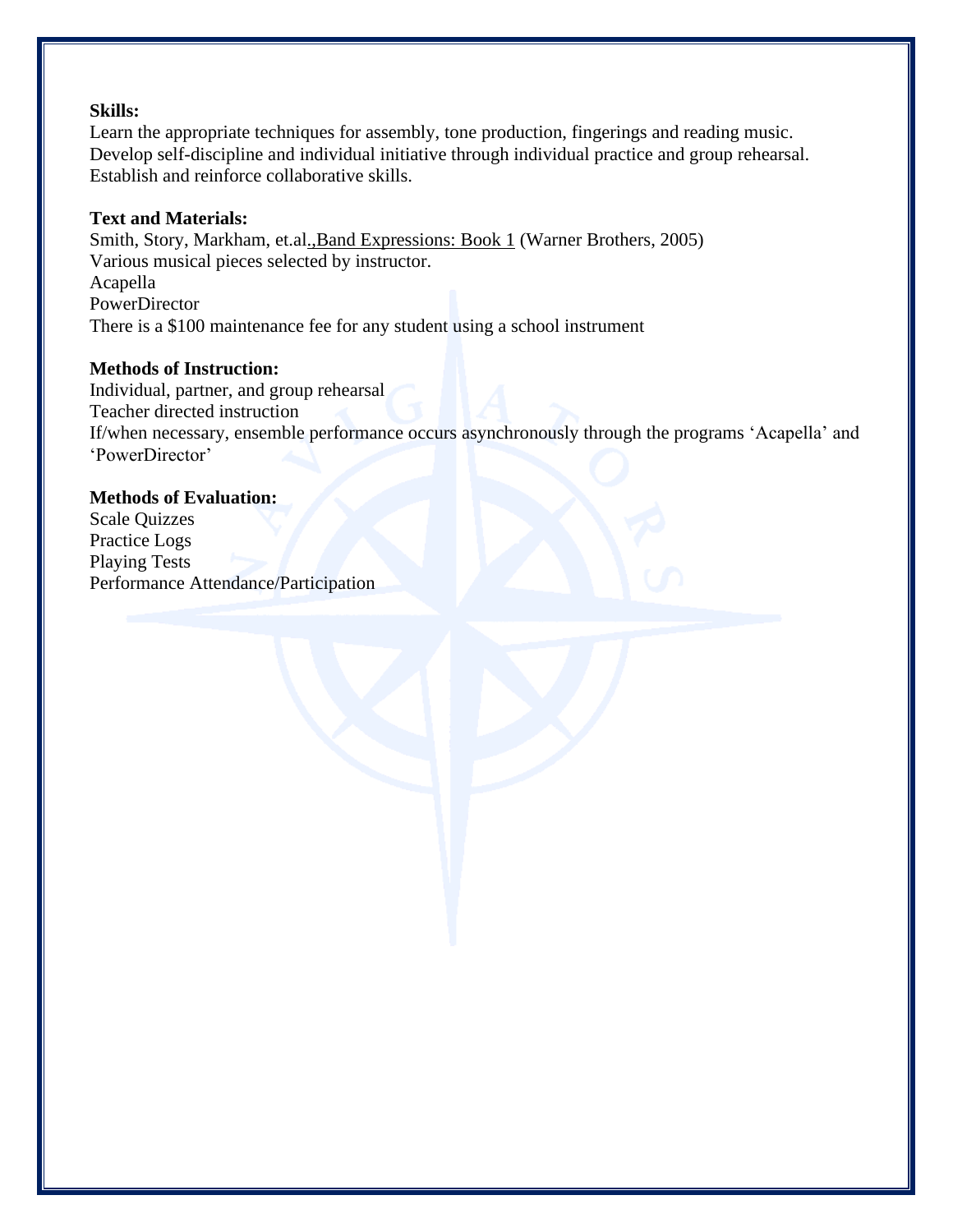**Skills:**
Learn the appropriate techniques for assembly, tone production, fingerings and reading music.
Develop self-discipline and individual initiative through individual practice and group rehearsal.
Establish and reinforce collaborative skills.

**Text and Materials:**
Smith, Story, Markham, et.al.,Band Expressions: Book 1 (Warner Brothers, 2005)
Various musical pieces selected by instructor.
Acapella
PowerDirector
There is a $100 maintenance fee for any student using a school instrument

**Methods of Instruction:**
Individual, partner, and group rehearsal
Teacher directed instruction
If/when necessary, ensemble performance occurs asynchronously through the programs 'Acapella' and 'PowerDirector'

**Methods of Evaluation:**
Scale Quizzes
Practice Logs
Playing Tests
Performance Attendance/Participation